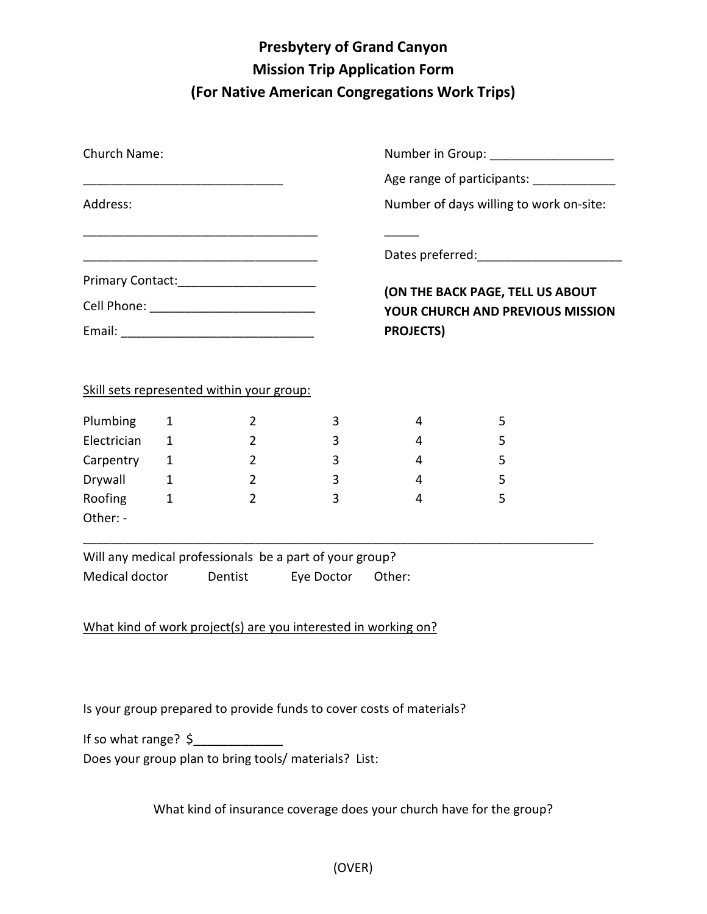# Presbytery of Grand Canyon
## Mission Trip Application Form
### (For Native American Congregations Work Trips)

Church Name:

_____________________________

Address:

__________________________________

__________________________________

Primary Contact:____________________

Cell Phone: ________________________

Email: ____________________________

Number in Group: __________________

Age range of participants: ____________

Number of days willing to work on-site:

_____

Dates preferred:_____________________

**(ON THE BACK PAGE, TELL US ABOUT YOUR CHURCH AND PREVIOUS MISSION PROJECTS)**

<u>Skill sets represented within your group:</u>

| | | | | | |
|---|---|---|---|---|---|
| Plumbing | 1 | 2 | 3 | 4 | 5 |
| Electrician | 1 | 2 | 3 | 4 | 5 |
| Carpentry | 1 | 2 | 3 | 4 | 5 |
| Drywall | 1 | 2 | 3 | 4 | 5 |
| Roofing | 1 | 2 | 3 | 4 | 5 |

Other: -

___________________________________________________________________________

Will any medical professionals be a part of your group?

Medical doctor  Dentist  Eye Doctor  Other:

<u>What kind of work project(s) are you interested in working on?</u>

Is your group prepared to provide funds to cover costs of materials?

If so what range? $_____________

Does your group plan to bring tools/ materials? List:

What kind of insurance coverage does your church have for the group?

(OVER)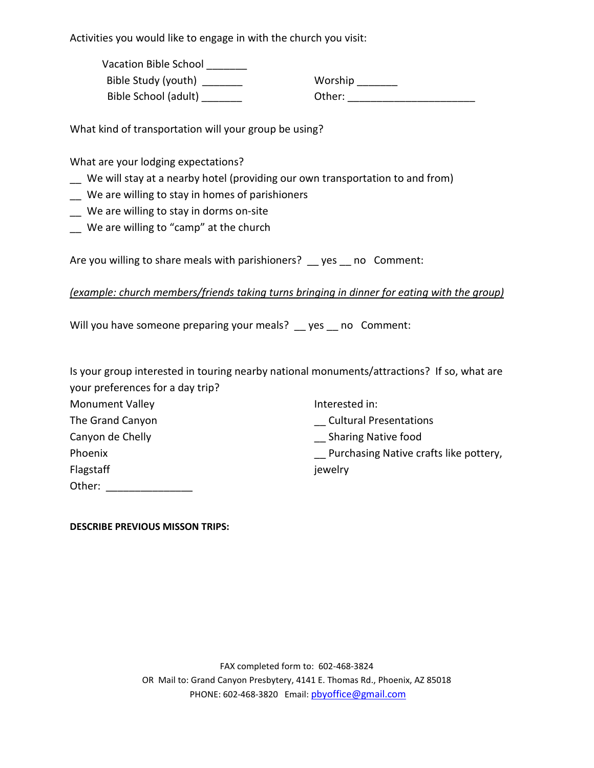Activities you would like to engage in with the church you visit:

Vacation Bible School _______

Bible Study (youth) _______

Bible School (adult) _______

Worship _______

Other: ______________________

What kind of transportation will your group be using?

What are your lodging expectations?

__ We will stay at a nearby hotel (providing our own transportation to and from)

__ We are willing to stay in homes of parishioners

__ We are willing to stay in dorms on-site

__ We are willing to "camp" at the church

Are you willing to share meals with parishioners? __ yes __ no Comment:

*(example: church members/friends taking turns bringing in dinner for eating with the group)*

Will you have someone preparing your meals? __ yes __ no Comment:

Is your group interested in touring nearby national monuments/attractions? If so, what are your preferences for a day trip?

Monument Valley

The Grand Canyon

Canyon de Chelly

Phoenix

Flagstaff

Other: _______________

Interested in:

__ Cultural Presentations

__ Sharing Native food

__ Purchasing Native crafts like pottery, jewelry

**DESCRIBE PREVIOUS MISSON TRIPS:**

FAX completed form to: 602-468-3824

OR Mail to: Grand Canyon Presbytery, 4141 E. Thomas Rd., Phoenix, AZ 85018

PHONE: 602-468-3820 Email: pbyoffice@gmail.com